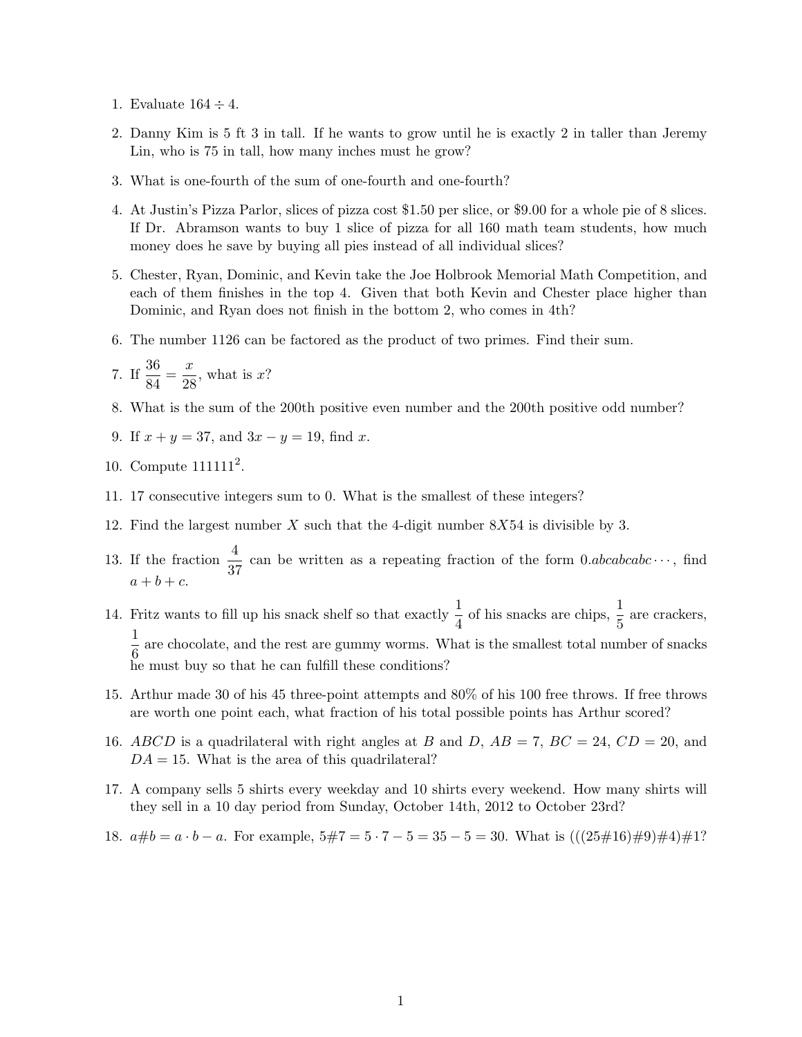1. Evaluate $164 \div 4$.

2. Danny Kim is 5 ft 3 in tall. If he wants to grow until he is exactly 2 in taller than Jeremy Lin, who is 75 in tall, how many inches must he grow?

3. What is one-fourth of the sum of one-fourth and one-fourth?

4. At Justin's Pizza Parlor, slices of pizza cost \$1.50 per slice, or \$9.00 for a whole pie of 8 slices. If Dr. Abramson wants to buy 1 slice of pizza for all 160 math team students, how much money does he save by buying all pies instead of all individual slices?

5. Chester, Ryan, Dominic, and Kevin take the Joe Holbrook Memorial Math Competition, and each of them finishes in the top 4. Given that both Kevin and Chester place higher than Dominic, and Ryan does not finish in the bottom 2, who comes in 4th?

6. The number 1126 can be factored as the product of two primes. Find their sum.

7. If $\frac{36}{84} = \frac{x}{28}$, what is $x$?

8. What is the sum of the 200th positive even number and the 200th positive odd number?

9. If $x + y = 37$, and $3x - y = 19$, find $x$.

10. Compute $111111^2$.

11. 17 consecutive integers sum to 0. What is the smallest of these integers?

12. Find the largest number $X$ such that the 4-digit number $8X54$ is divisible by 3.

13. If the fraction $\frac{4}{37}$ can be written as a repeating fraction of the form $0.abcabcabc\cdots$, find $a + b + c$.

14. Fritz wants to fill up his snack shelf so that exactly $\frac{1}{4}$ of his snacks are chips, $\frac{1}{5}$ are crackers, $\frac{1}{6}$ are chocolate, and the rest are gummy worms. What is the smallest total number of snacks he must buy so that he can fulfill these conditions?

15. Arthur made 30 of his 45 three-point attempts and 80% of his 100 free throws. If free throws are worth one point each, what fraction of his total possible points has Arthur scored?

16. $ABCD$ is a quadrilateral with right angles at $B$ and $D$, $AB = 7$, $BC = 24$, $CD = 20$, and $DA = 15$. What is the area of this quadrilateral?

17. A company sells 5 shirts every weekday and 10 shirts every weekend. How many shirts will they sell in a 10 day period from Sunday, October 14th, 2012 to October 23rd?

18. $a\#b = a \cdot b - a$. For example, $5\#7 = 5 \cdot 7 - 5 = 35 - 5 = 30$. What is $(((25\#16)\#9)\#4)\#1$?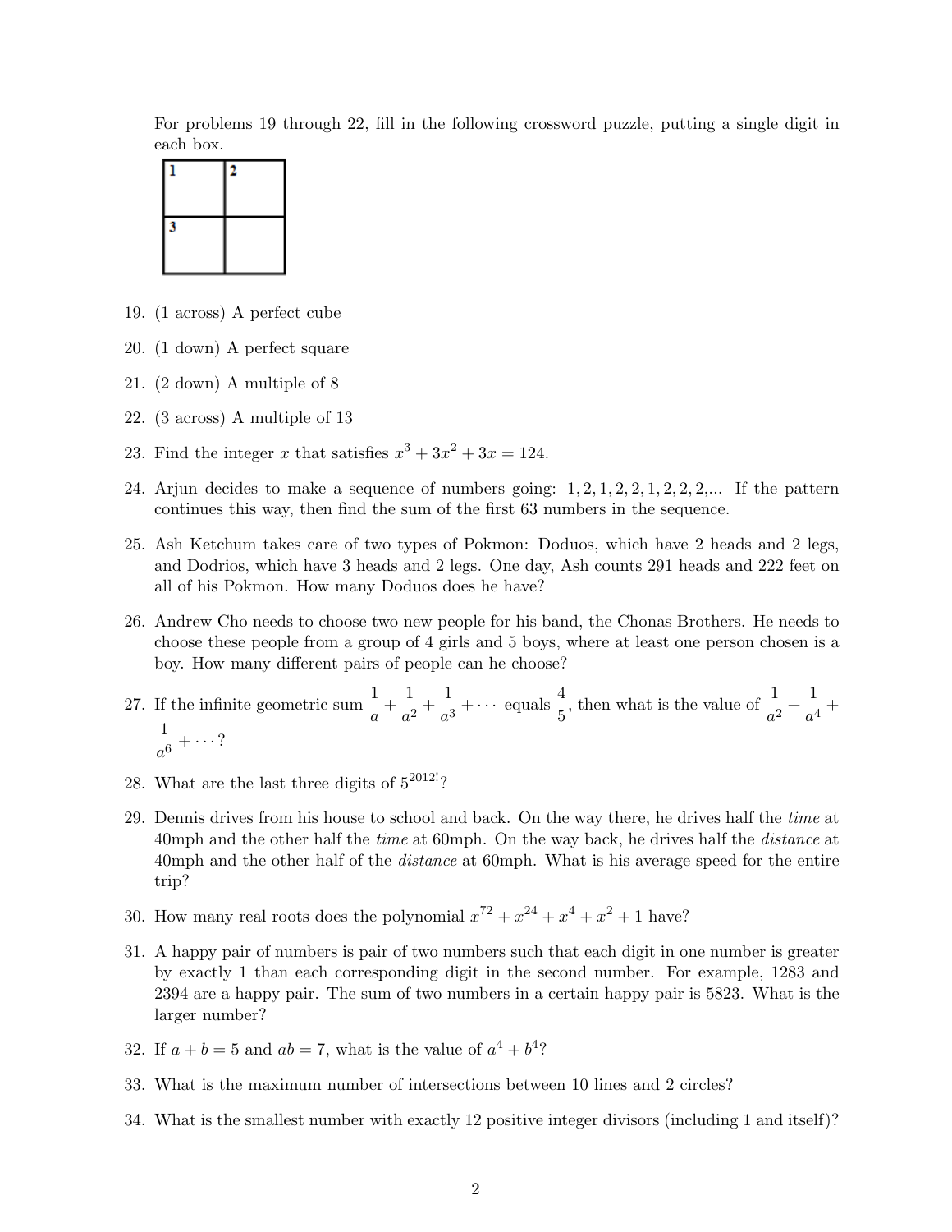For problems 19 through 22, fill in the following crossword puzzle, putting a single digit in each box.

| 1 | 2 |
|---|---|
| 3 |  |

19. (1 across) A perfect cube

20. (1 down) A perfect square

21. (2 down) A multiple of 8

22. (3 across) A multiple of 13

23. Find the integer $x$ that satisfies $x^3 + 3x^2 + 3x = 124$.

24. Arjun decides to make a sequence of numbers going: $1, 2, 1, 2, 2, 1, 2, 2, 2, \ldots$ If the pattern continues this way, then find the sum of the first 63 numbers in the sequence.

25. Ash Ketchum takes care of two types of Pokmon: Doduos, which have 2 heads and 2 legs, and Dodrios, which have 3 heads and 2 legs. One day, Ash counts 291 heads and 222 feet on all of his Pokmon. How many Doduos does he have?

26. Andrew Cho needs to choose two new people for his band, the Chonas Brothers. He needs to choose these people from a group of 4 girls and 5 boys, where at least one person chosen is a boy. How many different pairs of people can he choose?

27. If the infinite geometric sum $\frac{1}{a} + \frac{1}{a^2} + \frac{1}{a^3} + \cdots$ equals $\frac{4}{5}$, then what is the value of $\frac{1}{a^2} + \frac{1}{a^4} + \frac{1}{a^6} + \cdots$?

28. What are the last three digits of $5^{2012!}$?

29. Dennis drives from his house to school and back. On the way there, he drives half the *time* at 40mph and the other half the *time* at 60mph. On the way back, he drives half the *distance* at 40mph and the other half of the *distance* at 60mph. What is his average speed for the entire trip?

30. How many real roots does the polynomial $x^{72} + x^{24} + x^4 + x^2 + 1$ have?

31. A happy pair of numbers is pair of two numbers such that each digit in one number is greater by exactly 1 than each corresponding digit in the second number. For example, 1283 and 2394 are a happy pair. The sum of two numbers in a certain happy pair is 5823. What is the larger number?

32. If $a + b = 5$ and $ab = 7$, what is the value of $a^4 + b^4$?

33. What is the maximum number of intersections between 10 lines and 2 circles?

34. What is the smallest number with exactly 12 positive integer divisors (including 1 and itself)?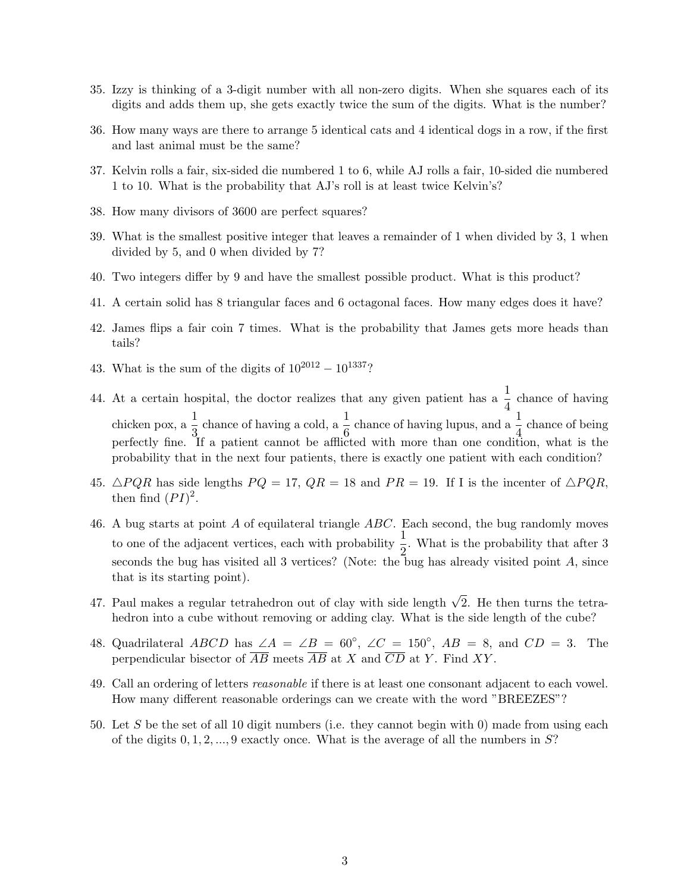35. Izzy is thinking of a 3-digit number with all non-zero digits. When she squares each of its digits and adds them up, she gets exactly twice the sum of the digits. What is the number?

36. How many ways are there to arrange 5 identical cats and 4 identical dogs in a row, if the first and last animal must be the same?

37. Kelvin rolls a fair, six-sided die numbered 1 to 6, while AJ rolls a fair, 10-sided die numbered 1 to 10. What is the probability that AJ's roll is at least twice Kelvin's?

38. How many divisors of 3600 are perfect squares?

39. What is the smallest positive integer that leaves a remainder of 1 when divided by 3, 1 when divided by 5, and 0 when divided by 7?

40. Two integers differ by 9 and have the smallest possible product. What is this product?

41. A certain solid has 8 triangular faces and 6 octagonal faces. How many edges does it have?

42. James flips a fair coin 7 times. What is the probability that James gets more heads than tails?

43. What is the sum of the digits of $10^{2012} - 10^{1337}$?

44. At a certain hospital, the doctor realizes that any given patient has a $\frac{1}{4}$ chance of having chicken pox, a $\frac{1}{3}$ chance of having a cold, a $\frac{1}{6}$ chance of having lupus, and a $\frac{1}{4}$ chance of being perfectly fine. If a patient cannot be afflicted with more than one condition, what is the probability that in the next four patients, there is exactly one patient with each condition?

45. $\triangle PQR$ has side lengths $PQ = 17$, $QR = 18$ and $PR = 19$. If I is the incenter of $\triangle PQR$, then find $(PI)^2$.

46. A bug starts at point $A$ of equilateral triangle $ABC$. Each second, the bug randomly moves to one of the adjacent vertices, each with probability $\frac{1}{2}$. What is the probability that after 3 seconds the bug has visited all 3 vertices? (Note: the bug has already visited point $A$, since that is its starting point).

47. Paul makes a regular tetrahedron out of clay with side length $\sqrt{2}$. He then turns the tetrahedron into a cube without removing or adding clay. What is the side length of the cube?

48. Quadrilateral $ABCD$ has $\angle A = \angle B = 60^\circ$, $\angle C = 150^\circ$, $AB = 8$, and $CD = 3$. The perpendicular bisector of $\overline{AB}$ meets $\overline{AB}$ at $X$ and $\overline{CD}$ at $Y$. Find $XY$.

49. Call an ordering of letters *reasonable* if there is at least one consonant adjacent to each vowel. How many different reasonable orderings can we create with the word "BREEZES"?

50. Let $S$ be the set of all 10 digit numbers (i.e. they cannot begin with 0) made from using each of the digits $0, 1, 2, ..., 9$ exactly once. What is the average of all the numbers in $S$?